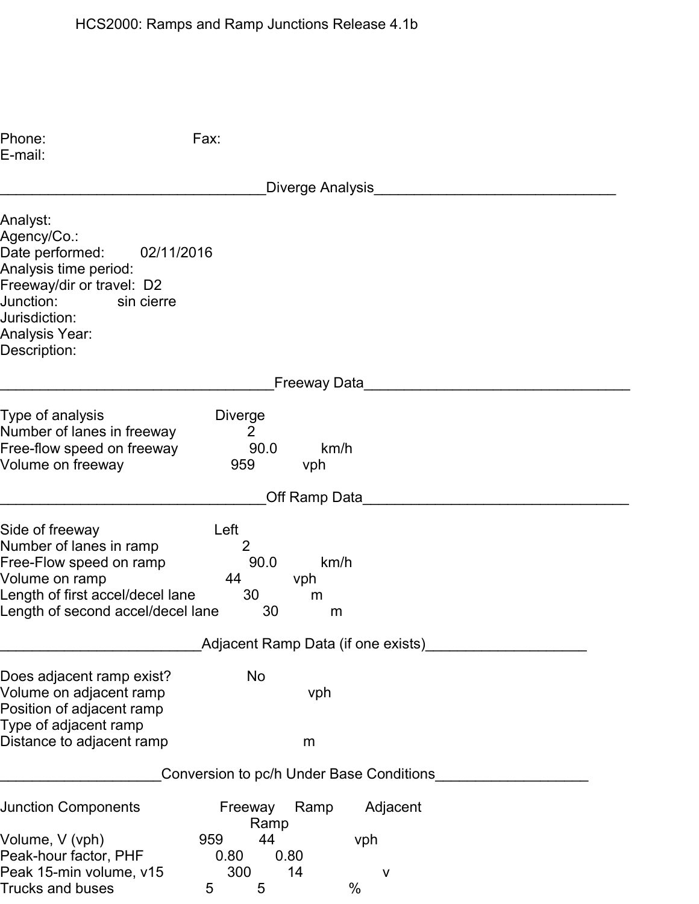HCS2000: Ramps and Ramp Junctions Release 4.1b

Phone: Fax:
E-mail:

## Diverge Analysis

Analyst:
Agency/Co.:
Date performed: 02/11/2016
Analysis time period:
Freeway/dir or travel: D2
Junction: sin cierre
Jurisdiction:
Analysis Year:
Description:

## Freeway Data

| | | |
|---|---|---|
| Type of analysis | Diverge | |
| Number of lanes in freeway | 2 | |
| Free-flow speed on freeway | 90.0 | km/h |
| Volume on freeway | 959 | vph |

## Off Ramp Data

| | | |
|---|---|---|
| Side of freeway | Left | |
| Number of lanes in ramp | 2 | |
| Free-Flow speed on ramp | 90.0 | km/h |
| Volume on ramp | 44 | vph |
| Length of first accel/decel lane | 30 | m |
| Length of second accel/decel lane | 30 | m |

## Adjacent Ramp Data (if one exists)

| | | |
|---|---|---|
| Does adjacent ramp exist? | No | |
| Volume on adjacent ramp | | vph |
| Position of adjacent ramp | | |
| Type of adjacent ramp | | |
| Distance to adjacent ramp | | m |

## Conversion to pc/h Under Base Conditions

| Junction Components | Freeway | Ramp | Adjacent Ramp | |
|---|---|---|---|---|
| Volume, V (vph) | 959 | 44 | | vph |
| Peak-hour factor, PHF | 0.80 | 0.80 | | |
| Peak 15-min volume, v15 | 300 | 14 | | v |
| Trucks and buses | 5 | 5 | | % |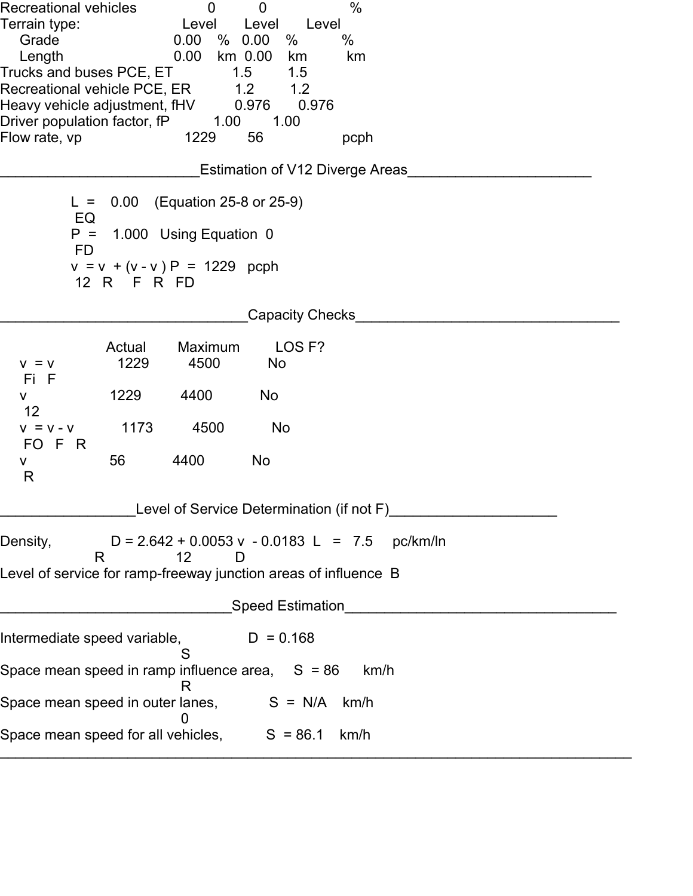| | | | |
|---|---|---|---|
| Recreational vehicles | 0 | 0 | % |
| Terrain type: | Level | Level | Level |
| Grade | 0.00 % | 0.00 % | % |
| Length | 0.00 km | 0.00 km | km |
| Trucks and buses PCE, ET | 1.5 | 1.5 | |
| Recreational vehicle PCE, ER | 1.2 | 1.2 | |
| Heavy vehicle adjustment, fHV | 0.976 | 0.976 | |
| Driver population factor, fP | 1.00 | 1.00 | |
| Flow rate, vp | 1229 | 56 | pcph |

## Estimation of V12 Diverge Areas

$L_{EQ}$ = 0.00 (Equation 25-8 or 25-9)

$P_{FD}$ = 1.000 Using Equation 0

$v_{12} = v_R + (v_F - v_R) P_{FD}$ = 1229 pcph

## Capacity Checks

| | Actual | Maximum | LOS F? |
|---|---|---|---|
| $v_{Fi} = v_F$ | 1229 | 4500 | No |
| $v_{12}$ | 1229 | 4400 | No |
| $v_{FO} = v_F - v_R$ | 1173 | 4500 | No |
| $v_R$ | 56 | 4400 | No |

## Level of Service Determination (if not F)

Density, $D_R = 2.642 + 0.0053\ v_{12} - 0.0183\ L_D$ = 7.5 pc/km/ln

Level of service for ramp-freeway junction areas of influence B

## Speed Estimation

Intermediate speed variable, $D_S$ = 0.168

Space mean speed in ramp influence area, $S_R$ = 86 km/h

Space mean speed in outer lanes, $S_0$ = N/A km/h

Space mean speed for all vehicles, S = 86.1 km/h